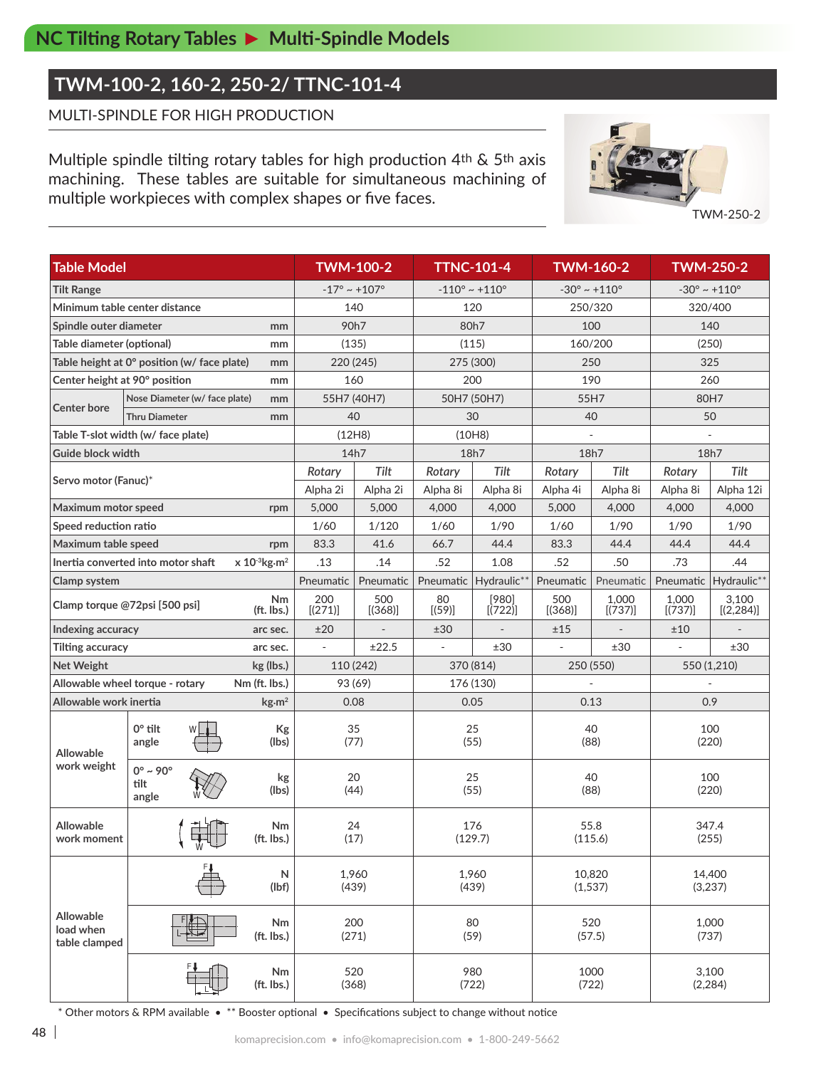## NC Tilting Rotary Tables ► Multi-Spindle Models

# TWM-100-2, 160-2, 250-2/ TTNC-101-4

MULTI-SPINDLE FOR HIGH PRODUCTION

Multiple spindle tilting rotary tables for high production 4th & 5th axis machining. These tables are suitable for simultaneous machining of multiple workpieces with complex shapes or five faces.

TWM-250-2

| Table Model | | | TWM-100-2 | | TTNC-101-4 | | TWM-160-2 | | TWM-250-2 | |
|---|---|---|---|---|---|---|---|---|---|---|
| Tilt Range | | | -17° ~ +107° | | -110° ~ +110° | | -30° ~ +110° | | -30° ~ +110° | |
| Minimum table center distance | | | 140 | | 120 | | 250/320 | | 320/400 | |
| Spindle outer diameter | | mm | 90h7 | | 80h7 | | 100 | | 140 | |
| Table diameter (optional) | | mm | (135) | | (115) | | 160/200 | | (250) | |
| Table height at 0° position (w/ face plate) | | mm | 220 (245) | | 275 (300) | | 250 | | 325 | |
| Center height at 90° position | | mm | 160 | | 200 | | 190 | | 260 | |
| Center bore | Nose Diameter (w/ face plate) | mm | 55H7 (40H7) | | 50H7 (50H7) | | 55H7 | | 80H7 | |
| | Thru Diameter | mm | 40 | | 30 | | 40 | | 50 | |
| Table T-slot width (w/ face plate) | | | (12H8) | | (10H8) | | - | | - | |
| Guide block width | | | 14h7 | | 18h7 | | 18h7 | | 18h7 | |
| Servo motor (Fanuc)* | | | *Rotary* | *Tilt* | *Rotary* | *Tilt* | *Rotary* | *Tilt* | *Rotary* | *Tilt* |
| | | | Alpha 2i | Alpha 2i | Alpha 8i | Alpha 8i | Alpha 4i | Alpha 8i | Alpha 8i | Alpha 12i |
| Maximum motor speed | | rpm | 5,000 | 5,000 | 4,000 | 4,000 | 5,000 | 4,000 | 4,000 | 4,000 |
| Speed reduction ratio | | | 1/60 | 1/120 | 1/60 | 1/90 | 1/60 | 1/90 | 1/90 | 1/90 |
| Maximum table speed | | rpm | 83.3 | 41.6 | 66.7 | 44.4 | 83.3 | 44.4 | 44.4 | 44.4 |
| Inertia converted into motor shaft | | x $10^{-3}$kg·m² | .13 | .14 | .52 | 1.08 | .52 | .50 | .73 | .44 |
| Clamp system | | | Pneumatic | Pneumatic | Pneumatic | Hydraulic** | Pneumatic | Pneumatic | Pneumatic | Hydraulic** |
| Clamp torque @72psi [500 psi] | | Nm (ft. lbs.) | 200 [(271)] | 500 [(368)] | 80 [(59)] | [980] [(722)] | 500 [(368)] | 1,000 [(737)] | 1,000 [(737)] | 3,100 [(2,284)] |
| Indexing accuracy | | arc sec. | ±20 | - | ±30 | - | ±15 | - | ±10 | - |
| Tilting accuracy | | arc sec. | - | ±22.5 | - | ±30 | - | ±30 | - | ±30 |
| Net Weight | | kg (lbs.) | 110 (242) | | 370 (814) | | 250 (550) | | 550 (1,210) | |
| Allowable wheel torque - rotary | | Nm (ft. lbs.) | 93 (69) | | 176 (130) | | - | | - | |
| Allowable work inertia | | kg·m² | 0.08 | | 0.05 | | 0.13 | | 0.9 | |
| Allowable work weight | 0° tilt angle | Kg (lbs) | 35 (77) | | 25 (55) | | 40 (88) | | 100 (220) | |
| | 0° ~ 90° tilt angle | kg (lbs) | 20 (44) | | 25 (55) | | 40 (88) | | 100 (220) | |
| Allowable work moment | | Nm (ft. lbs.) | 24 (17) | | 176 (129.7) | | 55.8 (115.6) | | 347.4 (255) | |
| Allowable load when table clamped | | N (lbf) | 1,960 (439) | | 1,960 (439) | | 10,820 (1,537) | | 14,400 (3,237) | |
| | | Nm (ft. lbs.) | 200 (271) | | 80 (59) | | 520 (57.5) | | 1,000 (737) | |
| | | Nm (ft. lbs.) | 520 (368) | | 980 (722) | | 1000 (722) | | 3,100 (2,284) | |

\* Other motors & RPM available • ** Booster optional • Specifications subject to change without notice

komaprecision.com • info@komaprecision.com • 1-800-249-5662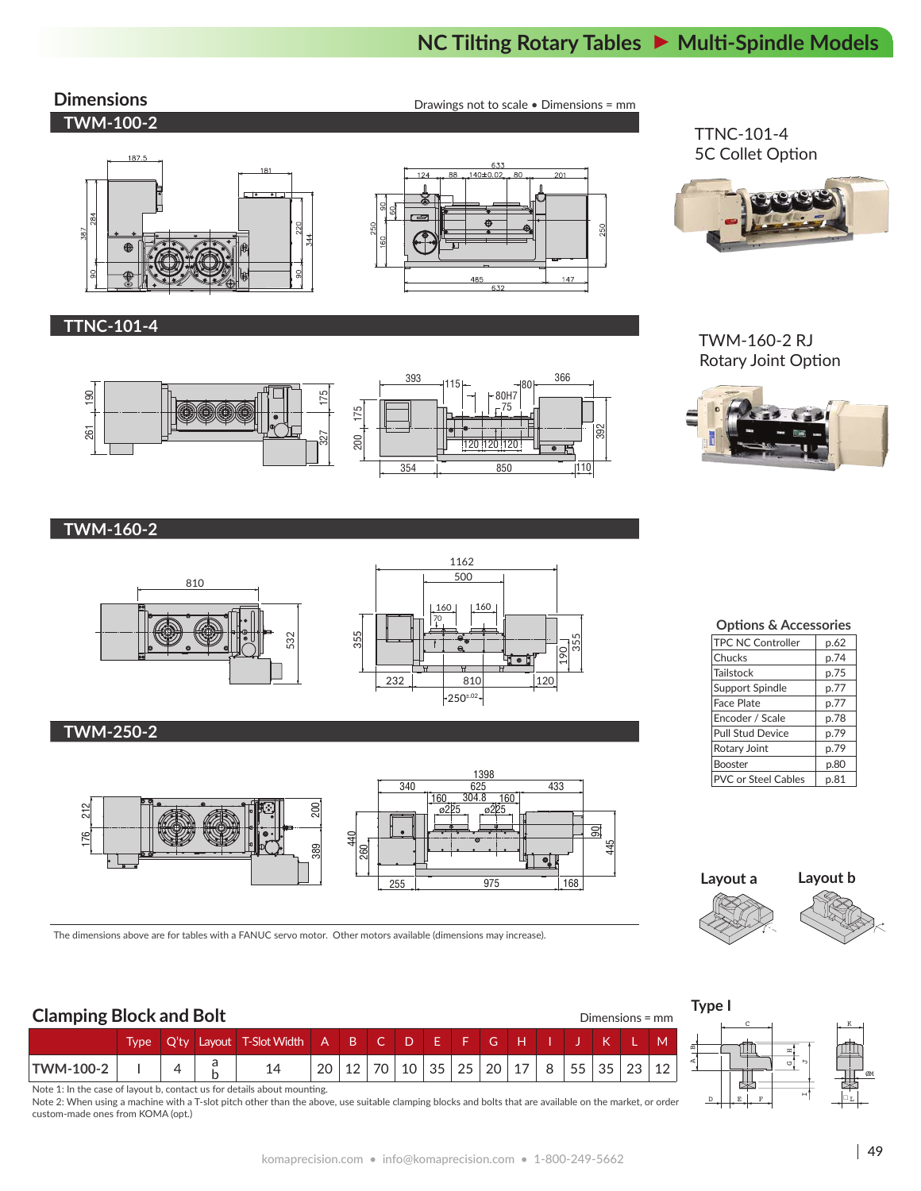## Dimensions

Drawings not to scale • Dimensions = mm

### TWM-100-2

### TTNC-101-4

### TWM-160-2

### TWM-250-2

The dimensions above are for tables with a FANUC servo motor. Other motors available (dimensions may increase).

TTNC-101-4
5C Collet Option

TWM-160-2 RJ
Rotary Joint Option

### Options & Accessories

| | |
|---|---|
| TPC NC Controller | p.62 |
| Chucks | p.74 |
| Tailstock | p.75 |
| Support Spindle | p.77 |
| Face Plate | p.77 |
| Encoder / Scale | p.78 |
| Pull Stud Device | p.79 |
| Rotary Joint | p.79 |
| Booster | p.80 |
| PVC or Steel Cables | p.81 |

Layout a

Layout b

## Clamping Block and Bolt

Dimensions = mm

| | Type | Q'ty | Layout | T-Slot Width | A | B | C | D | E | F | G | H | I | J | K | L | M |
|---|---|---|---|---|---|---|---|---|---|---|---|---|---|---|---|---|---|
| TWM-100-2 | I | 4 | a b | 14 | 20 | 12 | 70 | 10 | 35 | 25 | 20 | 17 | 8 | 55 | 35 | 23 | 12 |

Note 1: In the case of layout b, contact us for details about mounting.
Note 2: When using a machine with a T-slot pitch other than the above, use suitable clamping blocks and bolts that are available on the market, or order custom-made ones from KOMA (opt.)

Type I

komaprecision.com • info@komaprecision.com • 1-800-249-5662